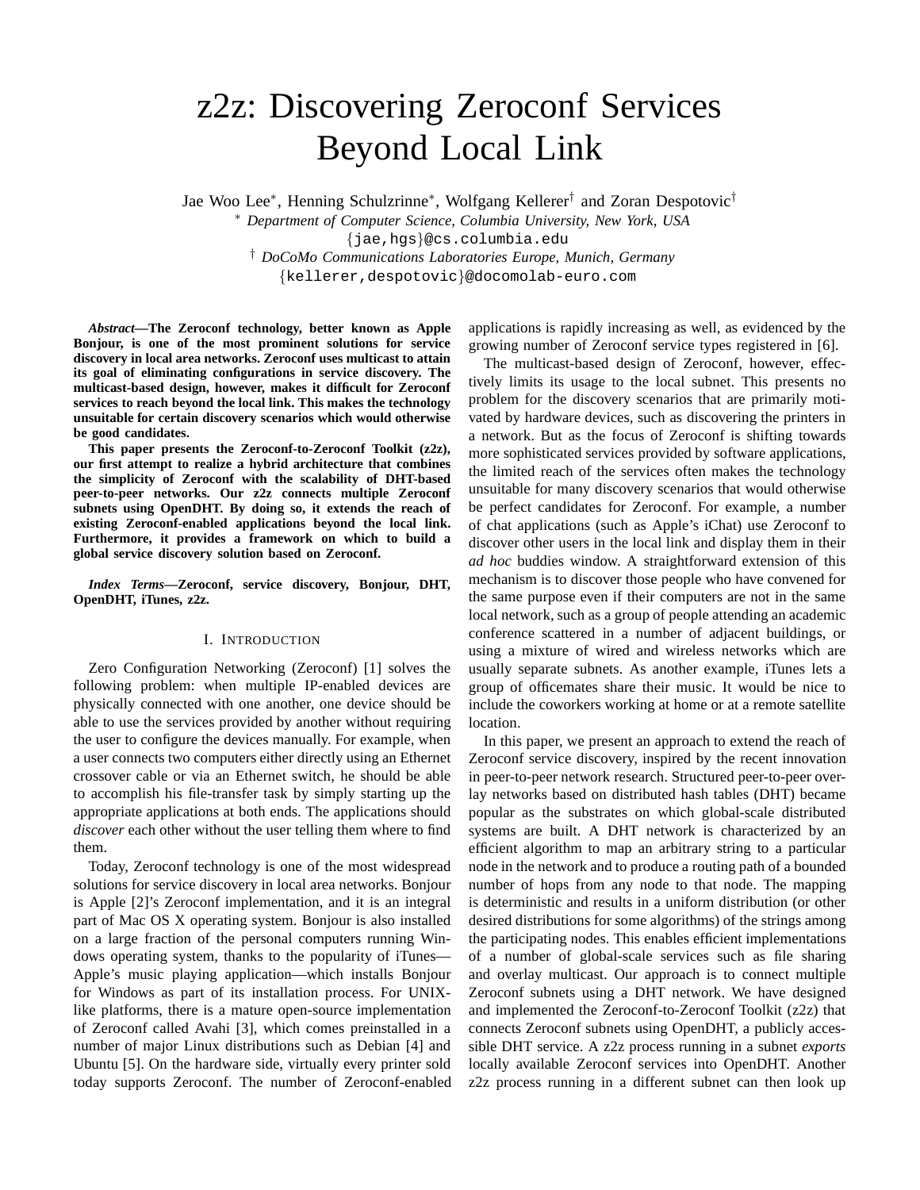# z2z: Discovering Zeroconf Services Beyond Local Link

Jae Woo Lee*, Henning Schulzrinne*, Wolfgang Kellerer† and Zoran Despotovic†

* *Department of Computer Science, Columbia University, New York, USA*
{jae,hgs}@cs.columbia.edu

† *DoCoMo Communications Laboratories Europe, Munich, Germany*
{kellerer,despotovic}@docomolab-euro.com

***Abstract*—The Zeroconf technology, better known as Apple Bonjour, is one of the most prominent solutions for service discovery in local area networks. Zeroconf uses multicast to attain its goal of eliminating configurations in service discovery. The multicast-based design, however, makes it difficult for Zeroconf services to reach beyond the local link. This makes the technology unsuitable for certain discovery scenarios which would otherwise be good candidates.**

**This paper presents the Zeroconf-to-Zeroconf Toolkit (z2z), our first attempt to realize a hybrid architecture that combines the simplicity of Zeroconf with the scalability of DHT-based peer-to-peer networks. Our z2z connects multiple Zeroconf subnets using OpenDHT. By doing so, it extends the reach of existing Zeroconf-enabled applications beyond the local link. Furthermore, it provides a framework on which to build a global service discovery solution based on Zeroconf.**

***Index Terms*—Zeroconf, service discovery, Bonjour, DHT, OpenDHT, iTunes, z2z.**

## I. Introduction

Zero Configuration Networking (Zeroconf) [1] solves the following problem: when multiple IP-enabled devices are physically connected with one another, one device should be able to use the services provided by another without requiring the user to configure the devices manually. For example, when a user connects two computers either directly using an Ethernet crossover cable or via an Ethernet switch, he should be able to accomplish his file-transfer task by simply starting up the appropriate applications at both ends. The applications should *discover* each other without the user telling them where to find them.

Today, Zeroconf technology is one of the most widespread solutions for service discovery in local area networks. Bonjour is Apple [2]'s Zeroconf implementation, and it is an integral part of Mac OS X operating system. Bonjour is also installed on a large fraction of the personal computers running Windows operating system, thanks to the popularity of iTunes—Apple's music playing application—which installs Bonjour for Windows as part of its installation process. For UNIX-like platforms, there is a mature open-source implementation of Zeroconf called Avahi [3], which comes preinstalled in a number of major Linux distributions such as Debian [4] and Ubuntu [5]. On the hardware side, virtually every printer sold today supports Zeroconf. The number of Zeroconf-enabled applications is rapidly increasing as well, as evidenced by the growing number of Zeroconf service types registered in [6].

The multicast-based design of Zeroconf, however, effectively limits its usage to the local subnet. This presents no problem for the discovery scenarios that are primarily motivated by hardware devices, such as discovering the printers in a network. But as the focus of Zeroconf is shifting towards more sophisticated services provided by software applications, the limited reach of the services often makes the technology unsuitable for many discovery scenarios that would otherwise be perfect candidates for Zeroconf. For example, a number of chat applications (such as Apple's iChat) use Zeroconf to discover other users in the local link and display them in their *ad hoc* buddies window. A straightforward extension of this mechanism is to discover those people who have convened for the same purpose even if their computers are not in the same local network, such as a group of people attending an academic conference scattered in a number of adjacent buildings, or using a mixture of wired and wireless networks which are usually separate subnets. As another example, iTunes lets a group of officemates share their music. It would be nice to include the coworkers working at home or at a remote satellite location.

In this paper, we present an approach to extend the reach of Zeroconf service discovery, inspired by the recent innovation in peer-to-peer network research. Structured peer-to-peer overlay networks based on distributed hash tables (DHT) became popular as the substrates on which global-scale distributed systems are built. A DHT network is characterized by an efficient algorithm to map an arbitrary string to a particular node in the network and to produce a routing path of a bounded number of hops from any node to that node. The mapping is deterministic and results in a uniform distribution (or other desired distributions for some algorithms) of the strings among the participating nodes. This enables efficient implementations of a number of global-scale services such as file sharing and overlay multicast. Our approach is to connect multiple Zeroconf subnets using a DHT network. We have designed and implemented the Zeroconf-to-Zeroconf Toolkit (z2z) that connects Zeroconf subnets using OpenDHT, a publicly accessible DHT service. A z2z process running in a subnet *exports* locally available Zeroconf services into OpenDHT. Another z2z process running in a different subnet can then look up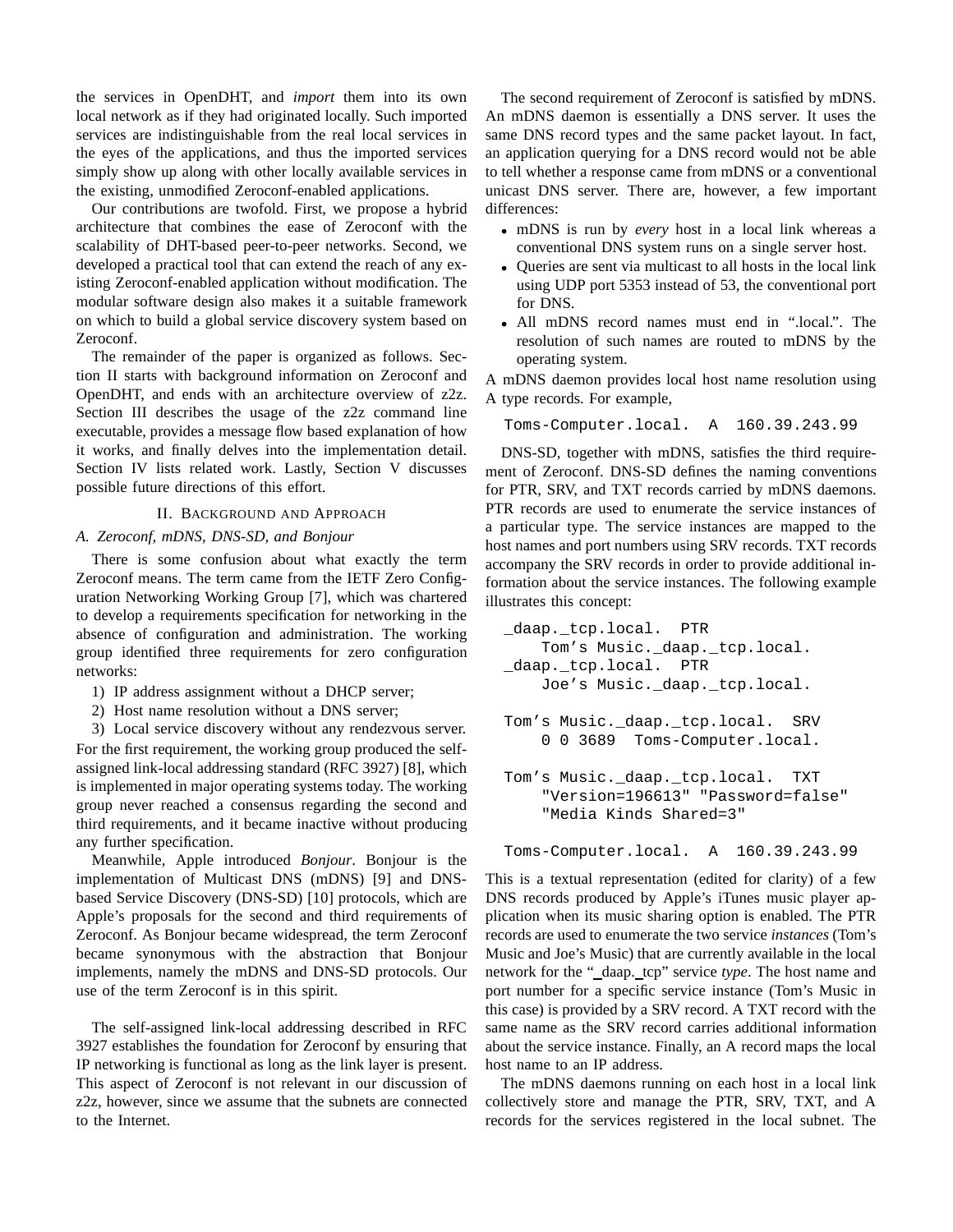the services in OpenDHT, and *import* them into its own local network as if they had originated locally. Such imported services are indistinguishable from the real local services in the eyes of the applications, and thus the imported services simply show up along with other locally available services in the existing, unmodified Zeroconf-enabled applications.

Our contributions are twofold. First, we propose a hybrid architecture that combines the ease of Zeroconf with the scalability of DHT-based peer-to-peer networks. Second, we developed a practical tool that can extend the reach of any existing Zeroconf-enabled application without modification. The modular software design also makes it a suitable framework on which to build a global service discovery system based on Zeroconf.

The remainder of the paper is organized as follows. Section II starts with background information on Zeroconf and OpenDHT, and ends with an architecture overview of z2z. Section III describes the usage of the z2z command line executable, provides a message flow based explanation of how it works, and finally delves into the implementation detail. Section IV lists related work. Lastly, Section V discusses possible future directions of this effort.

## II. Background and Approach

### A. Zeroconf, mDNS, DNS-SD, and Bonjour

There is some confusion about what exactly the term Zeroconf means. The term came from the IETF Zero Configuration Networking Working Group [7], which was chartered to develop a requirements specification for networking in the absence of configuration and administration. The working group identified three requirements for zero configuration networks:

1) IP address assignment without a DHCP server;
2) Host name resolution without a DNS server;
3) Local service discovery without any rendezvous server.

For the first requirement, the working group produced the self-assigned link-local addressing standard (RFC 3927) [8], which is implemented in major operating systems today. The working group never reached a consensus regarding the second and third requirements, and it became inactive without producing any further specification.

Meanwhile, Apple introduced *Bonjour*. Bonjour is the implementation of Multicast DNS (mDNS) [9] and DNS-based Service Discovery (DNS-SD) [10] protocols, which are Apple's proposals for the second and third requirements of Zeroconf. As Bonjour became widespread, the term Zeroconf became synonymous with the abstraction that Bonjour implements, namely the mDNS and DNS-SD protocols. Our use of the term Zeroconf is in this spirit.

The self-assigned link-local addressing described in RFC 3927 establishes the foundation for Zeroconf by ensuring that IP networking is functional as long as the link layer is present. This aspect of Zeroconf is not relevant in our discussion of z2z, however, since we assume that the subnets are connected to the Internet.

The second requirement of Zeroconf is satisfied by mDNS. An mDNS daemon is essentially a DNS server. It uses the same DNS record types and the same packet layout. In fact, an application querying for a DNS record would not be able to tell whether a response came from mDNS or a conventional unicast DNS server. There are, however, a few important differences:

- mDNS is run by *every* host in a local link whereas a conventional DNS system runs on a single server host.
- Queries are sent via multicast to all hosts in the local link using UDP port 5353 instead of 53, the conventional port for DNS.
- All mDNS record names must end in ".local.". The resolution of such names are routed to mDNS by the operating system.

A mDNS daemon provides local host name resolution using A type records. For example,

```
Toms-Computer.local.  A  160.39.243.99
```

DNS-SD, together with mDNS, satisfies the third requirement of Zeroconf. DNS-SD defines the naming conventions for PTR, SRV, and TXT records carried by mDNS daemons. PTR records are used to enumerate the service instances of a particular type. The service instances are mapped to the host names and port numbers using SRV records. TXT records accompany the SRV records in order to provide additional information about the service instances. The following example illustrates this concept:

```
_daap._tcp.local.  PTR
    Tom's Music._daap._tcp.local.
_daap._tcp.local.  PTR
    Joe's Music._daap._tcp.local.

Tom's Music._daap._tcp.local.  SRV
    0 0 3689  Toms-Computer.local.

Tom's Music._daap._tcp.local.  TXT
    "Version=196613" "Password=false"
    "Media Kinds Shared=3"

Toms-Computer.local.  A  160.39.243.99
```

This is a textual representation (edited for clarity) of a few DNS records produced by Apple's iTunes music player application when its music sharing option is enabled. The PTR records are used to enumerate the two service *instances* (Tom's Music and Joe's Music) that are currently available in the local network for the "_daap._tcp" service *type*. The host name and port number for a specific service instance (Tom's Music in this case) is provided by a SRV record. A TXT record with the same name as the SRV record carries additional information about the service instance. Finally, an A record maps the local host name to an IP address.

The mDNS daemons running on each host in a local link collectively store and manage the PTR, SRV, TXT, and A records for the services registered in the local subnet. The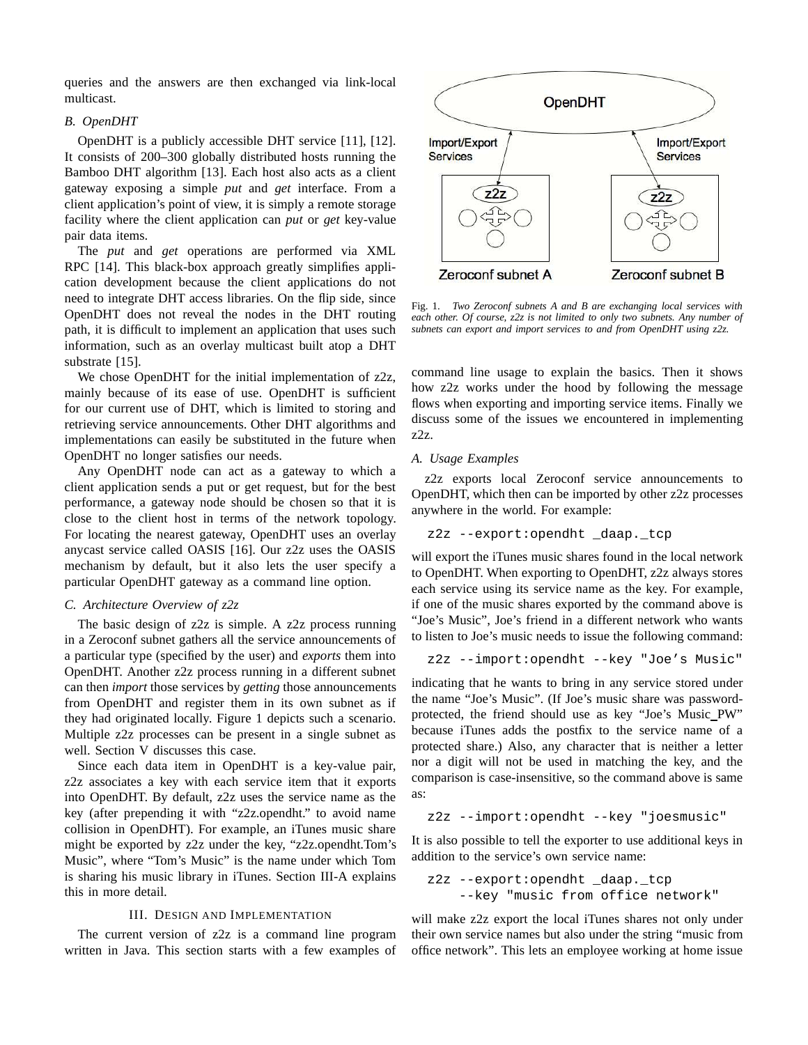queries and the answers are then exchanged via link-local multicast.

### B. OpenDHT

OpenDHT is a publicly accessible DHT service [11], [12]. It consists of 200–300 globally distributed hosts running the Bamboo DHT algorithm [13]. Each host also acts as a client gateway exposing a simple *put* and *get* interface. From a client application's point of view, it is simply a remote storage facility where the client application can *put* or *get* key-value pair data items.

The *put* and *get* operations are performed via XML RPC [14]. This black-box approach greatly simplifies application development because the client applications do not need to integrate DHT access libraries. On the flip side, since OpenDHT does not reveal the nodes in the DHT routing path, it is difficult to implement an application that uses such information, such as an overlay multicast built atop a DHT substrate [15].

We chose OpenDHT for the initial implementation of z2z, mainly because of its ease of use. OpenDHT is sufficient for our current use of DHT, which is limited to storing and retrieving service announcements. Other DHT algorithms and implementations can easily be substituted in the future when OpenDHT no longer satisfies our needs.

Any OpenDHT node can act as a gateway to which a client application sends a put or get request, but for the best performance, a gateway node should be chosen so that it is close to the client host in terms of the network topology. For locating the nearest gateway, OpenDHT uses an overlay anycast service called OASIS [16]. Our z2z uses the OASIS mechanism by default, but it also lets the user specify a particular OpenDHT gateway as a command line option.

### C. Architecture Overview of z2z

The basic design of z2z is simple. A z2z process running in a Zeroconf subnet gathers all the service announcements of a particular type (specified by the user) and *exports* them into OpenDHT. Another z2z process running in a different subnet can then *import* those services by *getting* those announcements from OpenDHT and register them in its own subnet as if they had originated locally. Figure 1 depicts such a scenario. Multiple z2z processes can be present in a single subnet as well. Section V discusses this case.

Since each data item in OpenDHT is a key-value pair, z2z associates a key with each service item that it exports into OpenDHT. By default, z2z uses the service name as the key (after prepending it with "z2z.opendht." to avoid name collision in OpenDHT). For example, an iTunes music share might be exported by z2z under the key, "z2z.opendht.Tom's Music", where "Tom's Music" is the name under which Tom is sharing his music library in iTunes. Section III-A explains this in more detail.

Fig. 1. *Two Zeroconf subnets A and B are exchanging local services with each other. Of course, z2z is not limited to only two subnets. Any number of subnets can export and import services to and from OpenDHT using z2z.*

## III. Design and Implementation

The current version of z2z is a command line program written in Java. This section starts with a few examples of command line usage to explain the basics. Then it shows how z2z works under the hood by following the message flows when exporting and importing service items. Finally we discuss some of the issues we encountered in implementing z2z.

### A. Usage Examples

z2z exports local Zeroconf service announcements to OpenDHT, which then can be imported by other z2z processes anywhere in the world. For example:

```
z2z --export:opendht _daap._tcp
```

will export the iTunes music shares found in the local network to OpenDHT. When exporting to OpenDHT, z2z always stores each service using its service name as the key. For example, if one of the music shares exported by the command above is "Joe's Music", Joe's friend in a different network who wants to listen to Joe's music needs to issue the following command:

```
z2z --import:opendht --key "Joe's Music"
```

indicating that he wants to bring in any service stored under the name "Joe's Music". (If Joe's music share was password-protected, the friend should use as key "Joe's Music_PW" because iTunes adds the postfix to the service name of a protected share.) Also, any character that is neither a letter nor a digit will not be used in matching the key, and the comparison is case-insensitive, so the command above is same as:

```
z2z --import:opendht --key "joesmusic"
```

It is also possible to tell the exporter to use additional keys in addition to the service's own service name:

```
z2z --export:opendht _daap._tcp
    --key "music from office network"
```

will make z2z export the local iTunes shares not only under their own service names but also under the string "music from office network". This lets an employee working at home issue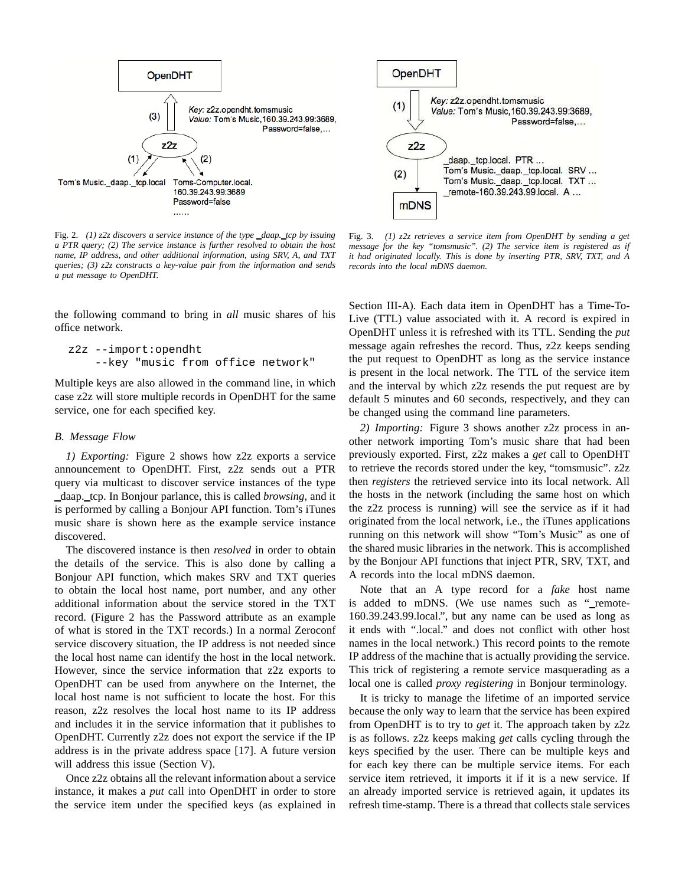Fig. 2. *(1) z2z discovers a service instance of the type _daap._tcp by issuing a PTR query; (2) The service instance is further resolved to obtain the host name, IP address, and other additional information, using SRV, A, and TXT queries; (3) z2z constructs a key-value pair from the information and sends a put message to OpenDHT.*

Fig. 3. *(1) z2z retrieves a service item from OpenDHT by sending a get message for the key "tomsmusic". (2) The service item is registered as if it had originated locally. This is done by inserting PTR, SRV, TXT, and A records into the local mDNS daemon.*

the following command to bring in *all* music shares of his office network.

```
z2z --import:opendht
    --key "music from office network"
```

Multiple keys are also allowed in the command line, in which case z2z will store multiple records in OpenDHT for the same service, one for each specified key.

### B. Message Flow

*1) Exporting:* Figure 2 shows how z2z exports a service announcement to OpenDHT. First, z2z sends out a PTR query via multicast to discover service instances of the type _daap._tcp. In Bonjour parlance, this is called *browsing*, and it is performed by calling a Bonjour API function. Tom's iTunes music share is shown here as the example service instance discovered.

The discovered instance is then *resolved* in order to obtain the details of the service. This is also done by calling a Bonjour API function, which makes SRV and TXT queries to obtain the local host name, port number, and any other additional information about the service stored in the TXT record. (Figure 2 has the Password attribute as an example of what is stored in the TXT records.) In a normal Zeroconf service discovery situation, the IP address is not needed since the local host name can identify the host in the local network. However, since the service information that z2z exports to OpenDHT can be used from anywhere on the Internet, the local host name is not sufficient to locate the host. For this reason, z2z resolves the local host name to its IP address and includes it in the service information that it publishes to OpenDHT. Currently z2z does not export the service if the IP address is in the private address space [17]. A future version will address this issue (Section V).

Once z2z obtains all the relevant information about a service instance, it makes a *put* call into OpenDHT in order to store the service item under the specified keys (as explained in Section III-A). Each data item in OpenDHT has a Time-To-Live (TTL) value associated with it. A record is expired in OpenDHT unless it is refreshed with its TTL. Sending the *put* message again refreshes the record. Thus, z2z keeps sending the put request to OpenDHT as long as the service instance is present in the local network. The TTL of the service item and the interval by which z2z resends the put request are by default 5 minutes and 60 seconds, respectively, and they can be changed using the command line parameters.

*2) Importing:* Figure 3 shows another z2z process in another network importing Tom's music share that had been previously exported. First, z2z makes a *get* call to OpenDHT to retrieve the records stored under the key, "tomsmusic". z2z then *registers* the retrieved service into its local network. All the hosts in the network (including the same host on which the z2z process is running) will see the service as if it had originated from the local network, i.e., the iTunes applications running on this network will show "Tom's Music" as one of the shared music libraries in the network. This is accomplished by the Bonjour API functions that inject PTR, SRV, TXT, and A records into the local mDNS daemon.

Note that an A type record for a *fake* host name is added to mDNS. (We use names such as "_remote-160.39.243.99.local.", but any name can be used as long as it ends with ".local." and does not conflict with other host names in the local network.) This record points to the remote IP address of the machine that is actually providing the service. This trick of registering a remote service masquerading as a local one is called *proxy registering* in Bonjour terminology.

It is tricky to manage the lifetime of an imported service because the only way to learn that the service has been expired from OpenDHT is to try to *get* it. The approach taken by z2z is as follows. z2z keeps making *get* calls cycling through the keys specified by the user. There can be multiple keys and for each key there can be multiple service items. For each service item retrieved, it imports it if it is a new service. If an already imported service is retrieved again, it updates its refresh time-stamp. There is a thread that collects stale services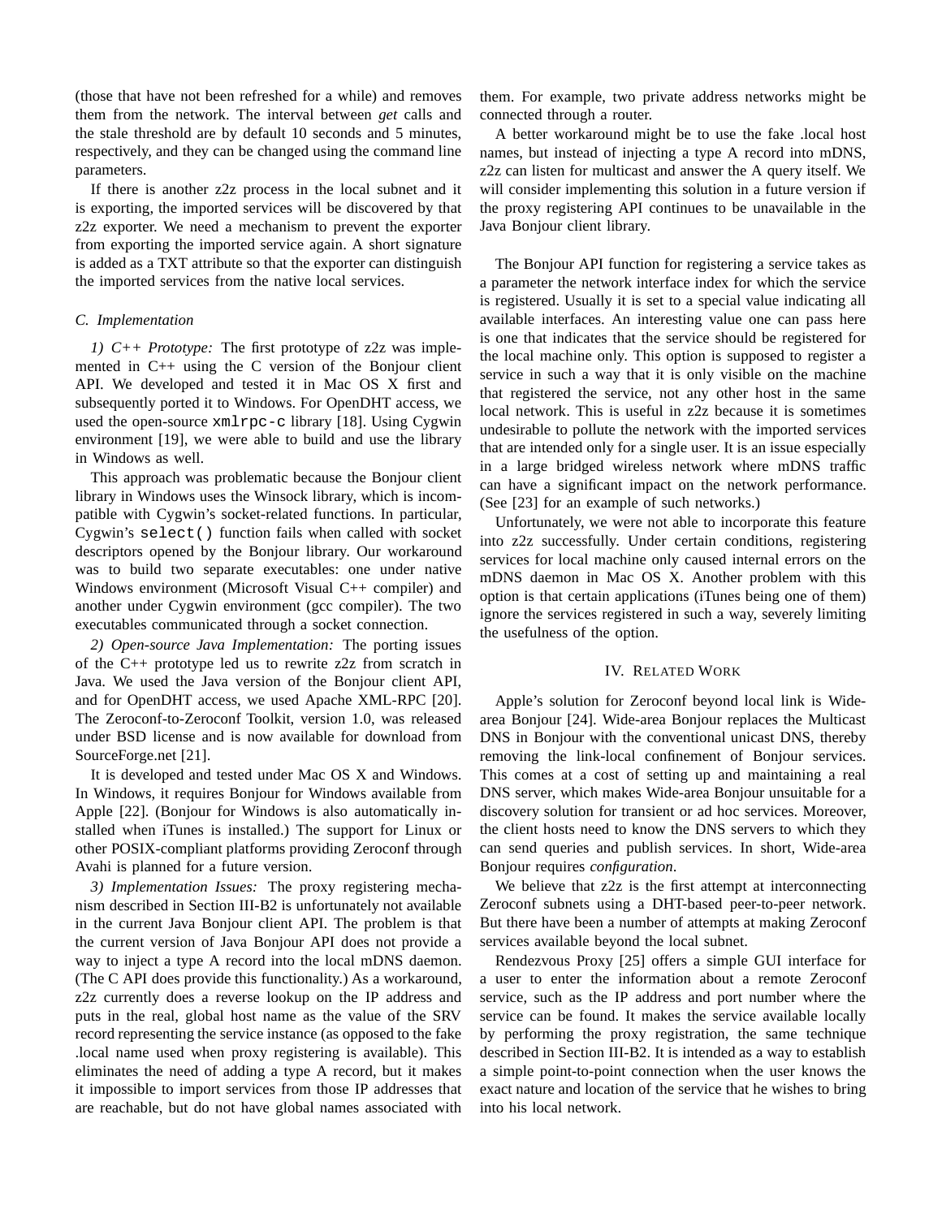(those that have not been refreshed for a while) and removes them from the network. The interval between *get* calls and the stale threshold are by default 10 seconds and 5 minutes, respectively, and they can be changed using the command line parameters.

If there is another z2z process in the local subnet and it is exporting, the imported services will be discovered by that z2z exporter. We need a mechanism to prevent the exporter from exporting the imported service again. A short signature is added as a TXT attribute so that the exporter can distinguish the imported services from the native local services.

### C. Implementation

*1) C++ Prototype:* The first prototype of z2z was implemented in C++ using the C version of the Bonjour client API. We developed and tested it in Mac OS X first and subsequently ported it to Windows. For OpenDHT access, we used the open-source `xmlrpc-c` library [18]. Using Cygwin environment [19], we were able to build and use the library in Windows as well.

This approach was problematic because the Bonjour client library in Windows uses the Winsock library, which is incompatible with Cygwin's socket-related functions. In particular, Cygwin's `select()` function fails when called with socket descriptors opened by the Bonjour library. Our workaround was to build two separate executables: one under native Windows environment (Microsoft Visual C++ compiler) and another under Cygwin environment (gcc compiler). The two executables communicated through a socket connection.

*2) Open-source Java Implementation:* The porting issues of the C++ prototype led us to rewrite z2z from scratch in Java. We used the Java version of the Bonjour client API, and for OpenDHT access, we used Apache XML-RPC [20]. The Zeroconf-to-Zeroconf Toolkit, version 1.0, was released under BSD license and is now available for download from SourceForge.net [21].

It is developed and tested under Mac OS X and Windows. In Windows, it requires Bonjour for Windows available from Apple [22]. (Bonjour for Windows is also automatically installed when iTunes is installed.) The support for Linux or other POSIX-compliant platforms providing Zeroconf through Avahi is planned for a future version.

*3) Implementation Issues:* The proxy registering mechanism described in Section III-B2 is unfortunately not available in the current Java Bonjour client API. The problem is that the current version of Java Bonjour API does not provide a way to inject a type A record into the local mDNS daemon. (The C API does provide this functionality.) As a workaround, z2z currently does a reverse lookup on the IP address and puts in the real, global host name as the value of the SRV record representing the service instance (as opposed to the fake .local name used when proxy registering is available). This eliminates the need of adding a type A record, but it makes it impossible to import services from those IP addresses that are reachable, but do not have global names associated with them. For example, two private address networks might be connected through a router.

A better workaround might be to use the fake .local host names, but instead of injecting a type A record into mDNS, z2z can listen for multicast and answer the A query itself. We will consider implementing this solution in a future version if the proxy registering API continues to be unavailable in the Java Bonjour client library.

The Bonjour API function for registering a service takes as a parameter the network interface index for which the service is registered. Usually it is set to a special value indicating all available interfaces. An interesting value one can pass here is one that indicates that the service should be registered for the local machine only. This option is supposed to register a service in such a way that it is only visible on the machine that registered the service, not any other host in the same local network. This is useful in z2z because it is sometimes undesirable to pollute the network with the imported services that are intended only for a single user. It is an issue especially in a large bridged wireless network where mDNS traffic can have a significant impact on the network performance. (See [23] for an example of such networks.)

Unfortunately, we were not able to incorporate this feature into z2z successfully. Under certain conditions, registering services for local machine only caused internal errors on the mDNS daemon in Mac OS X. Another problem with this option is that certain applications (iTunes being one of them) ignore the services registered in such a way, severely limiting the usefulness of the option.

## IV. Related Work

Apple's solution for Zeroconf beyond local link is Wide-area Bonjour [24]. Wide-area Bonjour replaces the Multicast DNS in Bonjour with the conventional unicast DNS, thereby removing the link-local confinement of Bonjour services. This comes at a cost of setting up and maintaining a real DNS server, which makes Wide-area Bonjour unsuitable for a discovery solution for transient or ad hoc services. Moreover, the client hosts need to know the DNS servers to which they can send queries and publish services. In short, Wide-area Bonjour requires *configuration*.

We believe that z2z is the first attempt at interconnecting Zeroconf subnets using a DHT-based peer-to-peer network. But there have been a number of attempts at making Zeroconf services available beyond the local subnet.

Rendezvous Proxy [25] offers a simple GUI interface for a user to enter the information about a remote Zeroconf service, such as the IP address and port number where the service can be found. It makes the service available locally by performing the proxy registration, the same technique described in Section III-B2. It is intended as a way to establish a simple point-to-point connection when the user knows the exact nature and location of the service that he wishes to bring into his local network.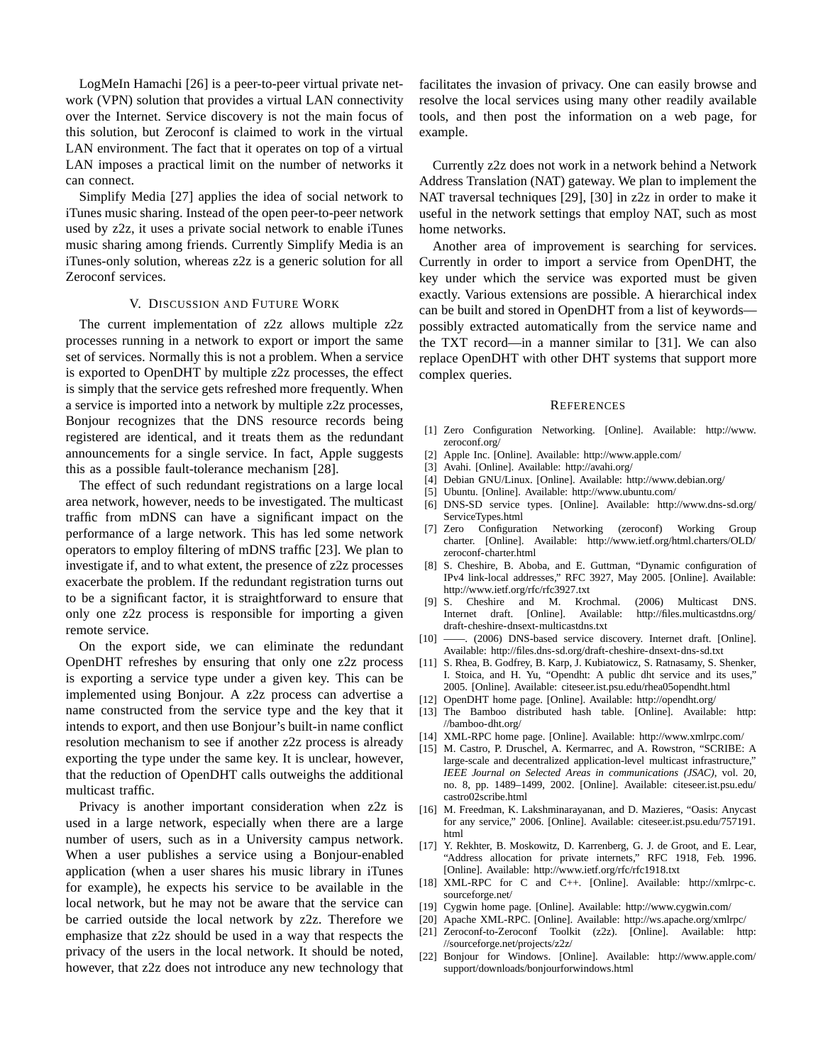LogMeIn Hamachi [26] is a peer-to-peer virtual private network (VPN) solution that provides a virtual LAN connectivity over the Internet. Service discovery is not the main focus of this solution, but Zeroconf is claimed to work in the virtual LAN environment. The fact that it operates on top of a virtual LAN imposes a practical limit on the number of networks it can connect.

Simplify Media [27] applies the idea of social network to iTunes music sharing. Instead of the open peer-to-peer network used by z2z, it uses a private social network to enable iTunes music sharing among friends. Currently Simplify Media is an iTunes-only solution, whereas z2z is a generic solution for all Zeroconf services.

## V. Discussion and Future Work

The current implementation of z2z allows multiple z2z processes running in a network to export or import the same set of services. Normally this is not a problem. When a service is exported to OpenDHT by multiple z2z processes, the effect is simply that the service gets refreshed more frequently. When a service is imported into a network by multiple z2z processes, Bonjour recognizes that the DNS resource records being registered are identical, and it treats them as the redundant announcements for a single service. In fact, Apple suggests this as a possible fault-tolerance mechanism [28].

The effect of such redundant registrations on a large local area network, however, needs to be investigated. The multicast traffic from mDNS can have a significant impact on the performance of a large network. This has led some network operators to employ filtering of mDNS traffic [23]. We plan to investigate if, and to what extent, the presence of z2z processes exacerbate the problem. If the redundant registration turns out to be a significant factor, it is straightforward to ensure that only one z2z process is responsible for importing a given remote service.

On the export side, we can eliminate the redundant OpenDHT refreshes by ensuring that only one z2z process is exporting a service type under a given key. This can be implemented using Bonjour. A z2z process can advertise a name constructed from the service type and the key that it intends to export, and then use Bonjour's built-in name conflict resolution mechanism to see if another z2z process is already exporting the type under the same key. It is unclear, however, that the reduction of OpenDHT calls outweighs the additional multicast traffic.

Privacy is another important consideration when z2z is used in a large network, especially when there are a large number of users, such as in a University campus network. When a user publishes a service using a Bonjour-enabled application (when a user shares his music library in iTunes for example), he expects his service to be available in the local network, but he may not be aware that the service can be carried outside the local network by z2z. Therefore we emphasize that z2z should be used in a way that respects the privacy of the users in the local network. It should be noted, however, that z2z does not introduce any new technology that facilitates the invasion of privacy. One can easily browse and resolve the local services using many other readily available tools, and then post the information on a web page, for example.

Currently z2z does not work in a network behind a Network Address Translation (NAT) gateway. We plan to implement the NAT traversal techniques [29], [30] in z2z in order to make it useful in the network settings that employ NAT, such as most home networks.

Another area of improvement is searching for services. Currently in order to import a service from OpenDHT, the key under which the service was exported must be given exactly. Various extensions are possible. A hierarchical index can be built and stored in OpenDHT from a list of keywords—possibly extracted automatically from the service name and the TXT record—in a manner similar to [31]. We can also replace OpenDHT with other DHT systems that support more complex queries.

## References

[1] Zero Configuration Networking. [Online]. Available: http://www.zeroconf.org/

[2] Apple Inc. [Online]. Available: http://www.apple.com/

[3] Avahi. [Online]. Available: http://avahi.org/

[4] Debian GNU/Linux. [Online]. Available: http://www.debian.org/

[5] Ubuntu. [Online]. Available: http://www.ubuntu.com/

[6] DNS-SD service types. [Online]. Available: http://www.dns-sd.org/ServiceTypes.html

[7] Zero Configuration Networking (zeroconf) Working Group charter. [Online]. Available: http://www.ietf.org/html.charters/OLD/zeroconf-charter.html

[8] S. Cheshire, B. Aboba, and E. Guttman, "Dynamic configuration of IPv4 link-local addresses," RFC 3927, May 2005. [Online]. Available: http://www.ietf.org/rfc/rfc3927.txt

[9] S. Cheshire and M. Krochmal. (2006) Multicast DNS. Internet draft. [Online]. Available: http://files.multicastdns.org/draft-cheshire-dnsext-multicastdns.txt

[10] ——. (2006) DNS-based service discovery. Internet draft. [Online]. Available: http://files.dns-sd.org/draft-cheshire-dnsext-dns-sd.txt

[11] S. Rhea, B. Godfrey, B. Karp, J. Kubiatowicz, S. Ratnasamy, S. Shenker, I. Stoica, and H. Yu, "Opendht: A public dht service and its uses," 2005. [Online]. Available: citeseer.ist.psu.edu/rhea05opendht.html

[12] OpenDHT home page. [Online]. Available: http://opendht.org/

[13] The Bamboo distributed hash table. [Online]. Available: http://bamboo-dht.org/

[14] XML-RPC home page. [Online]. Available: http://www.xmlrpc.com/

[15] M. Castro, P. Druschel, A. Kermarrec, and A. Rowstron, "SCRIBE: A large-scale and decentralized application-level multicast infrastructure," *IEEE Journal on Selected Areas in communications (JSAC)*, vol. 20, no. 8, pp. 1489–1499, 2002. [Online]. Available: citeseer.ist.psu.edu/castro02scribe.html

[16] M. Freedman, K. Lakshminarayanan, and D. Mazieres, "Oasis: Anycast for any service," 2006. [Online]. Available: citeseer.ist.psu.edu/757191.html

[17] Y. Rekhter, B. Moskowitz, D. Karrenberg, G. J. de Groot, and E. Lear, "Address allocation for private internets," RFC 1918, Feb. 1996. [Online]. Available: http://www.ietf.org/rfc/rfc1918.txt

[18] XML-RPC for C and C++. [Online]. Available: http://xmlrpc-c.sourceforge.net/

[19] Cygwin home page. [Online]. Available: http://www.cygwin.com/

[20] Apache XML-RPC. [Online]. Available: http://ws.apache.org/xmlrpc/

[21] Zeroconf-to-Zeroconf Toolkit (z2z). [Online]. Available: http://sourceforge.net/projects/z2z/

[22] Bonjour for Windows. [Online]. Available: http://www.apple.com/support/downloads/bonjourforwindows.html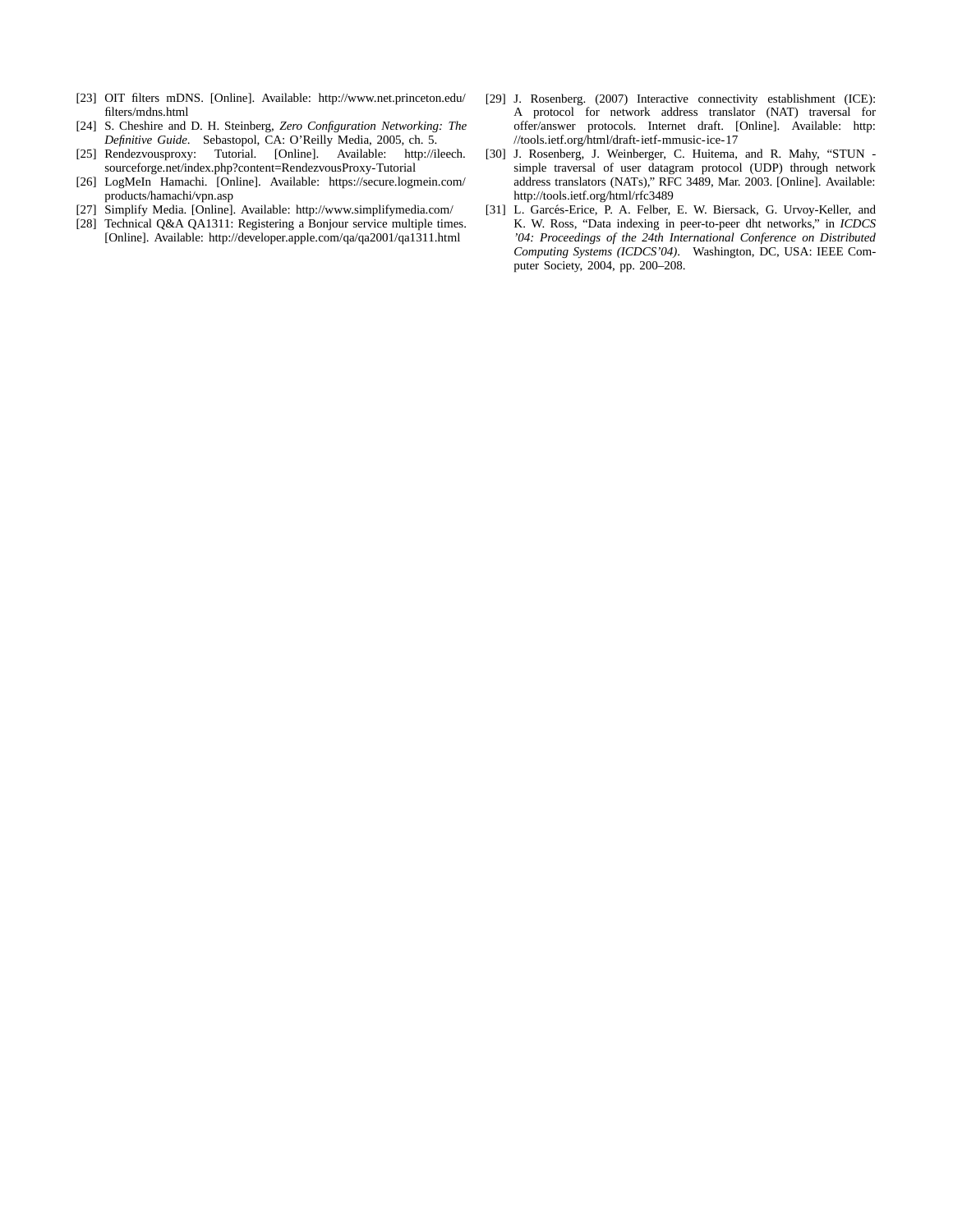[23] OIT filters mDNS. [Online]. Available: http://www.net.princeton.edu/filters/mdns.html

[24] S. Cheshire and D. H. Steinberg, *Zero Configuration Networking: The Definitive Guide*. Sebastopol, CA: O'Reilly Media, 2005, ch. 5.

[25] Rendezvousproxy: Tutorial. [Online]. Available: http://ileech.sourceforge.net/index.php?content=RendezvousProxy-Tutorial

[26] LogMeIn Hamachi. [Online]. Available: https://secure.logmein.com/products/hamachi/vpn.asp

[27] Simplify Media. [Online]. Available: http://www.simplifymedia.com/

[28] Technical Q&A QA1311: Registering a Bonjour service multiple times. [Online]. Available: http://developer.apple.com/qa/qa2001/qa1311.html

[29] J. Rosenberg. (2007) Interactive connectivity establishment (ICE): A protocol for network address translator (NAT) traversal for offer/answer protocols. Internet draft. [Online]. Available: http://tools.ietf.org/html/draft-ietf-mmusic-ice-17

[30] J. Rosenberg, J. Weinberger, C. Huitema, and R. Mahy, "STUN - simple traversal of user datagram protocol (UDP) through network address translators (NATs)," RFC 3489, Mar. 2003. [Online]. Available: http://tools.ietf.org/html/rfc3489

[31] L. Garcés-Erice, P. A. Felber, E. W. Biersack, G. Urvoy-Keller, and K. W. Ross, "Data indexing in peer-to-peer dht networks," in *ICDCS '04: Proceedings of the 24th International Conference on Distributed Computing Systems (ICDCS'04)*. Washington, DC, USA: IEEE Computer Society, 2004, pp. 200–208.